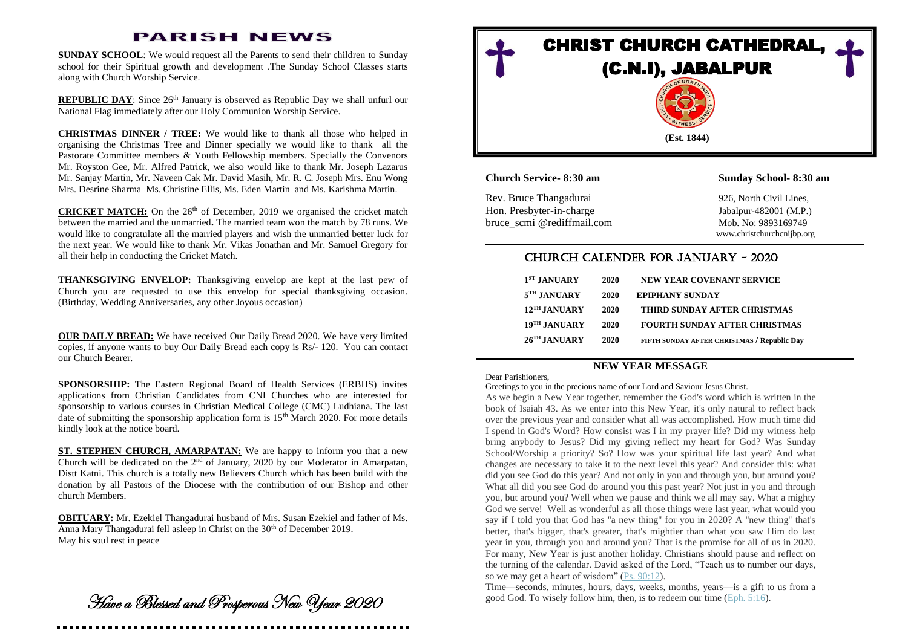# PARISH NEWS

**SUNDAY SCHOOL**: We would request all the Parents to send their children to Sunday school for their Spiritual growth and development .The Sunday School Classes starts along with Church Worship Service.

**REPUBLIC DAY**: Since 26th January is observed as Republic Day we shall unfurl our National Flag immediately after our Holy Communion Worship Service.

**CHRISTMAS DINNER / TREE:** We would like to thank all those who helped in organising the Christmas Tree and Dinner specially we would like to thank all the Pastorate Committee members & Youth Fellowship members. Specially the Convenors Mr. Royston Gee, Mr. Alfred Patrick, we also would like to thank Mr. Joseph Lazarus Mr. Sanjay Martin, Mr. Naveen Cak Mr. David Masih, Mr. R. C. Joseph Mrs. Enu Wong Mrs. Desrine Sharma Ms. Christine Ellis, Ms. Eden Martin and Ms. Karishma Martin.

**CRICKET MATCH:** On the 26th of December, 2019 we organised the cricket match between the married and the unmarried**.** The married team won the match by 78 runs. We would like to congratulate all the married players and wish the unmarried better luck for the next year. We would like to thank Mr. Vikas Jonathan and Mr. Samuel Gregory for all their help in conducting the Cricket Match.

**THANKSGIVING ENVELOP:** Thanksgiving envelop are kept at the last pew of Church you are requested to use this envelop for special thanksgiving occasion. (Birthday, Wedding Anniversaries, any other Joyous occasion)

**OUR DAILY BREAD:** We have received Our Daily Bread 2020. We have very limited copies, if anyone wants to buy Our Daily Bread each copy is Rs/- 120. You can contact our Church Bearer.

**SPONSORSHIP:** The Eastern Regional Board of Health Services (ERBHS) invites applications from Christian Candidates from CNI Churches who are interested for sponsorship to various courses in Christian Medical College (CMC) Ludhiana. The last date of submitting the sponsorship application form is 15th March 2020. For more details kindly look at the notice board.

**ST. STEPHEN CHURCH, AMARPATAN:** We are happy to inform you that a new Church will be dedicated on the 2nd of January, 2020 by our Moderator in Amarpatan, Distt Katni. This church is a totally new Believers Church which has been build with the donation by all Pastors of the Diocese with the contribution of our Bishop and other church Members.

**OBITUARY:** Mr. Ezekiel Thangadurai husband of Mrs. Susan Ezekiel and father of Ms. Anna Mary Thangadurai fell asleep in Christ on the 30th of December 2019.
May his soul rest in peace

*Have a Blessed and Prosperous New Year 2020*

# CHRIST CHURCH CATHEDRAL, (C.N.I), JABALPUR

(Est. 1844)

**Church Service- 8:30 am** **Sunday School- 8:30 am**

Rev. Bruce Thangadurai
Hon. Presbyter-in-charge
bruce_scmi @rediffmail.com

926, North Civil Lines,
Jabalpur-482001 (M.P.)
Mob. No: 9893169749
www.christchurchcnijbp.org

## CHURCH CALENDER FOR JANUARY – 2020

| | | |
|---|---|---|
| 1ST JANUARY | 2020 | NEW YEAR COVENANT SERVICE |
| 5TH JANUARY | 2020 | EPIPHANY SUNDAY |
| 12TH JANUARY | 2020 | THIRD SUNDAY AFTER CHRISTMAS |
| 19TH JANUARY | 2020 | FOURTH SUNDAY AFTER CHRISTMAS |
| 26TH JANUARY | 2020 | FIFTH SUNDAY AFTER CHRISTMAS / Republic Day |

## NEW YEAR MESSAGE

Dear Parishioners,

Greetings to you in the precious name of our Lord and Saviour Jesus Christ.

As we begin a New Year together, remember the God's word which is written in the book of Isaiah 43. As we enter into this New Year, it's only natural to reflect back over the previous year and consider what all was accomplished. How much time did I spend in God's Word? How consist was I in my prayer life? Did my witness help bring anybody to Jesus? Did my giving reflect my heart for God? Was Sunday School/Worship a priority? So? How was your spiritual life last year? And what changes are necessary to take it to the next level this year? And consider this: what did you see God do this year? And not only in you and through you, but around you? What all did you see God do around you this past year? Not just in you and through you, but around you? Well when we pause and think we all may say. What a mighty God we serve! Well as wonderful as all those things were last year, what would you say if I told you that God has "a new thing" for you in 2020? A "new thing" that's better, that's bigger, that's greater, that's mightier than what you saw Him do last year in you, through you and around you? That is the promise for all of us in 2020. For many, New Year is just another holiday. Christians should pause and reflect on the turning of the calendar. David asked of the Lord, "Teach us to number our days, so we may get a heart of wisdom" (Ps. 90:12).

Time—seconds, minutes, hours, days, weeks, months, years—is a gift to us from a good God. To wisely follow him, then, is to redeem our time (Eph. 5:16).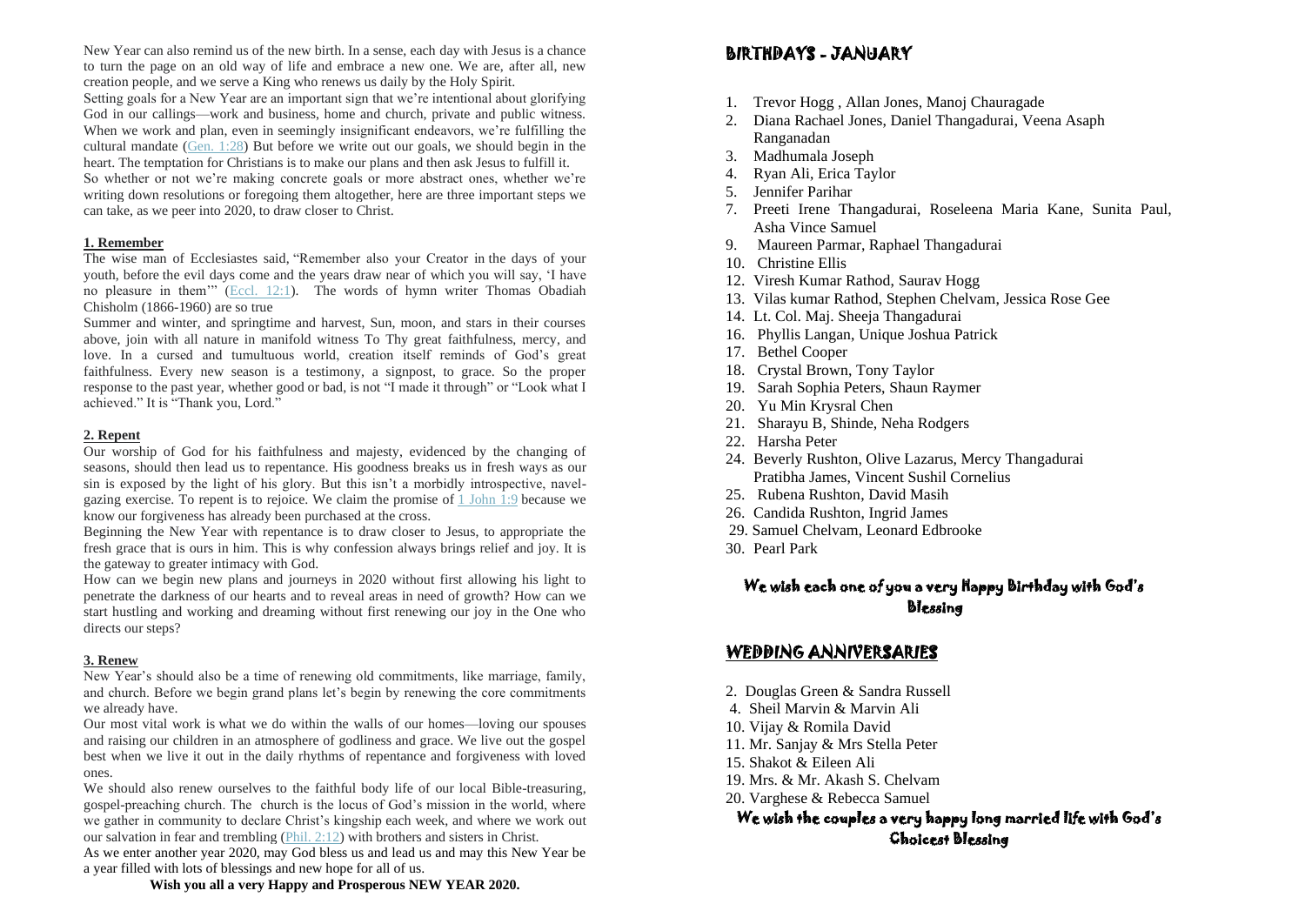New Year can also remind us of the new birth. In a sense, each day with Jesus is a chance to turn the page on an old way of life and embrace a new one. We are, after all, new creation people, and we serve a King who renews us daily by the Holy Spirit.

Setting goals for a New Year are an important sign that we're intentional about glorifying God in our callings—work and business, home and church, private and public witness. When we work and plan, even in seemingly insignificant endeavors, we're fulfilling the cultural mandate (Gen. 1:28) But before we write out our goals, we should begin in the heart. The temptation for Christians is to make our plans and then ask Jesus to fulfill it.

So whether or not we're making concrete goals or more abstract ones, whether we're writing down resolutions or foregoing them altogether, here are three important steps we can take, as we peer into 2020, to draw closer to Christ.

**1. Remember**

The wise man of Ecclesiastes said, "Remember also your Creator in the days of your youth, before the evil days come and the years draw near of which you will say, 'I have no pleasure in them'" (Eccl. 12:1). The words of hymn writer Thomas Obadiah Chisholm (1866-1960) are so true

Summer and winter, and springtime and harvest, Sun, moon, and stars in their courses above, join with all nature in manifold witness To Thy great faithfulness, mercy, and love. In a cursed and tumultuous world, creation itself reminds of God's great faithfulness. Every new season is a testimony, a signpost, to grace. So the proper response to the past year, whether good or bad, is not "I made it through" or "Look what I achieved." It is "Thank you, Lord."

**2. Repent**

Our worship of God for his faithfulness and majesty, evidenced by the changing of seasons, should then lead us to repentance. His goodness breaks us in fresh ways as our sin is exposed by the light of his glory. But this isn't a morbidly introspective, navel-gazing exercise. To repent is to rejoice. We claim the promise of 1 John 1:9 because we know our forgiveness has already been purchased at the cross.

Beginning the New Year with repentance is to draw closer to Jesus, to appropriate the fresh grace that is ours in him. This is why confession always brings relief and joy. It is the gateway to greater intimacy with God.

How can we begin new plans and journeys in 2020 without first allowing his light to penetrate the darkness of our hearts and to reveal areas in need of growth? How can we start hustling and working and dreaming without first renewing our joy in the One who directs our steps?

**3. Renew**

New Year's should also be a time of renewing old commitments, like marriage, family, and church. Before we begin grand plans let's begin by renewing the core commitments we already have.

Our most vital work is what we do within the walls of our homes—loving our spouses and raising our children in an atmosphere of godliness and grace. We live out the gospel best when we live it out in the daily rhythms of repentance and forgiveness with loved ones.

We should also renew ourselves to the faithful body life of our local Bible-treasuring, gospel-preaching church. The church is the locus of God's mission in the world, where we gather in community to declare Christ's kingship each week, and where we work out our salvation in fear and trembling (Phil. 2:12) with brothers and sisters in Christ.

As we enter another year 2020, may God bless us and lead us and may this New Year be a year filled with lots of blessings and new hope for all of us.

**Wish you all a very Happy and Prosperous NEW YEAR 2020.**

## BIRTHDAYS - JANUARY

1. Trevor Hogg , Allan Jones, Manoj Chauragade
2. Diana Rachael Jones, Daniel Thangadurai, Veena Asaph Ranganadan
3. Madhumala Joseph
4. Ryan Ali, Erica Taylor
5. Jennifer Parihar
7. Preeti Irene Thangadurai, Roseleena Maria Kane, Sunita Paul, Asha Vince Samuel
9. Maureen Parmar, Raphael Thangadurai
10. Christine Ellis
12. Viresh Kumar Rathod, Saurav Hogg
13. Vilas kumar Rathod, Stephen Chelvam, Jessica Rose Gee
14. Lt. Col. Maj. Sheeja Thangadurai
16. Phyllis Langan, Unique Joshua Patrick
17. Bethel Cooper
18. Crystal Brown, Tony Taylor
19. Sarah Sophia Peters, Shaun Raymer
20. Yu Min Krysral Chen
21. Sharayu B, Shinde, Neha Rodgers
22. Harsha Peter
24. Beverly Rushton, Olive Lazarus, Mercy Thangadurai Pratibha James, Vincent Sushil Cornelius
25. Rubena Rushton, David Masih
26. Candida Rushton, Ingrid James
29. Samuel Chelvam, Leonard Edbrooke
30. Pearl Park

**We wish each one of you a very Happy Birthday with God's Blessing**

## WEDDING ANNIVERSARIES

2. Douglas Green & Sandra Russell
4. Sheil Marvin & Marvin Ali
10. Vijay & Romila David
11. Mr. Sanjay & Mrs Stella Peter
15. Shakot & Eileen Ali
19. Mrs. & Mr. Akash S. Chelvam
20. Varghese & Rebecca Samuel

**We wish the couples a very happy long married life with God's Choicest Blessing**